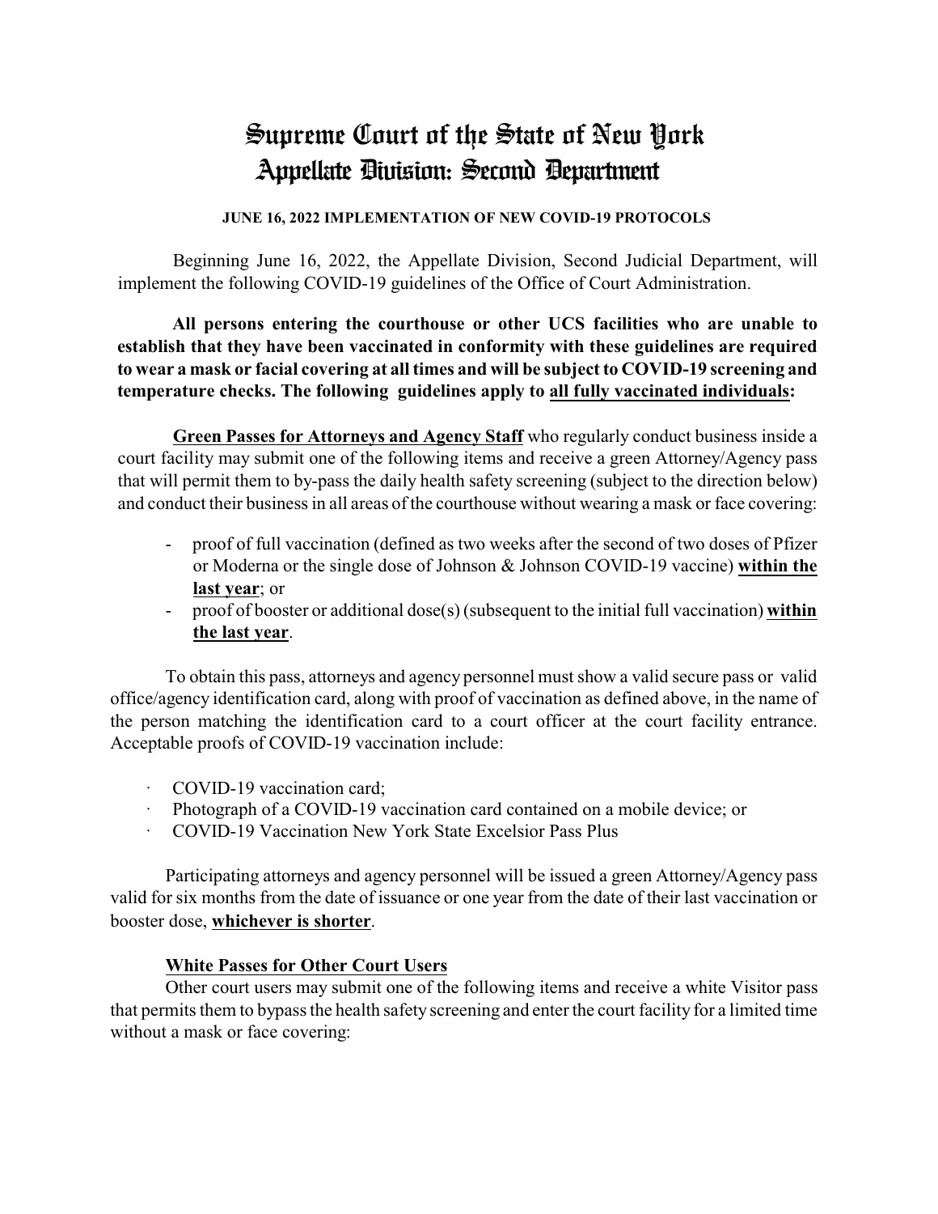# Supreme Court of the State of New York
## Appellate Division: Second Department

**JUNE 16, 2022 IMPLEMENTATION OF NEW COVID-19 PROTOCOLS**

Beginning June 16, 2022, the Appellate Division, Second Judicial Department, will implement the following COVID-19 guidelines of the Office of Court Administration.

**All persons entering the courthouse or other UCS facilities who are unable to establish that they have been vaccinated in conformity with these guidelines are required to wear a mask or facial covering at all times and will be subject to COVID-19 screening and temperature checks. The following guidelines apply to <u>all fully vaccinated individuals</u>:**

**<u>Green Passes for Attorneys and Agency Staff</u>** who regularly conduct business inside a court facility may submit one of the following items and receive a green Attorney/Agency pass that will permit them to by-pass the daily health safety screening (subject to the direction below) and conduct their business in all areas of the courthouse without wearing a mask or face covering:

- proof of full vaccination (defined as two weeks after the second of two doses of Pfizer or Moderna or the single dose of Johnson & Johnson COVID-19 vaccine) **<u>within the last year</u>**; or
- proof of booster or additional dose(s) (subsequent to the initial full vaccination) **<u>within the last year</u>**.

To obtain this pass, attorneys and agency personnel must show a valid secure pass or valid office/agency identification card, along with proof of vaccination as defined above, in the name of the person matching the identification card to a court officer at the court facility entrance. Acceptable proofs of COVID-19 vaccination include:

- COVID-19 vaccination card;
- Photograph of a COVID-19 vaccination card contained on a mobile device; or
- COVID-19 Vaccination New York State Excelsior Pass Plus

Participating attorneys and agency personnel will be issued a green Attorney/Agency pass valid for six months from the date of issuance or one year from the date of their last vaccination or booster dose, **<u>whichever is shorter</u>**.

**<u>White Passes for Other Court Users</u>**

Other court users may submit one of the following items and receive a white Visitor pass that permits them to bypass the health safety screening and enter the court facility for a limited time without a mask or face covering: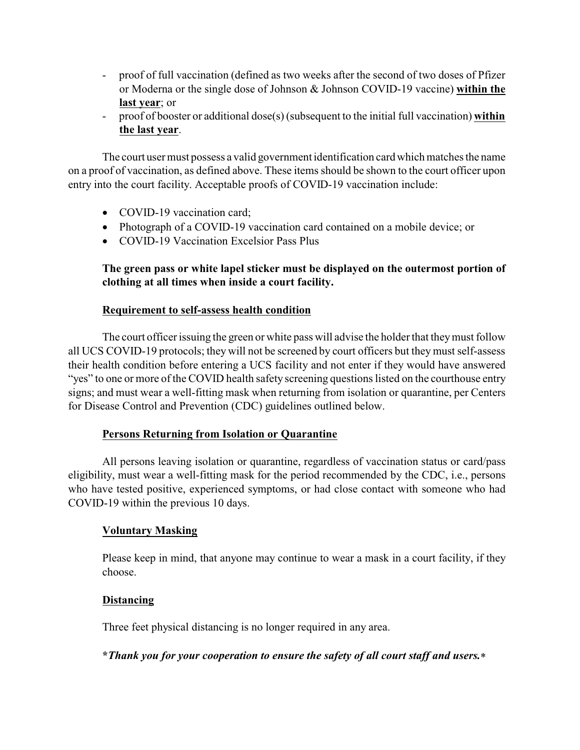- proof of full vaccination (defined as two weeks after the second of two doses of Pfizer or Moderna or the single dose of Johnson & Johnson COVID-19 vaccine) **within the last year**; or
- proof of booster or additional dose(s) (subsequent to the initial full vaccination) **within the last year**.

The court user must possess a valid government identification card which matches the name on a proof of vaccination, as defined above. These items should be shown to the court officer upon entry into the court facility. Acceptable proofs of COVID-19 vaccination include:

- COVID-19 vaccination card;
- Photograph of a COVID-19 vaccination card contained on a mobile device; or
- COVID-19 Vaccination Excelsior Pass Plus

**The green pass or white lapel sticker must be displayed on the outermost portion of clothing at all times when inside a court facility.**

**Requirement to self-assess health condition**

The court officer issuing the green or white pass will advise the holder that they must follow all UCS COVID-19 protocols; they will not be screened by court officers but they must self-assess their health condition before entering a UCS facility and not enter if they would have answered "yes" to one or more of the COVID health safety screening questions listed on the courthouse entry signs; and must wear a well-fitting mask when returning from isolation or quarantine, per Centers for Disease Control and Prevention (CDC) guidelines outlined below.

**Persons Returning from Isolation or Quarantine**

All persons leaving isolation or quarantine, regardless of vaccination status or card/pass eligibility, must wear a well-fitting mask for the period recommended by the CDC, i.e., persons who have tested positive, experienced symptoms, or had close contact with someone who had COVID-19 within the previous 10 days.

**Voluntary Masking**

Please keep in mind, that anyone may continue to wear a mask in a court facility, if they choose.

**Distancing**

Three feet physical distancing is no longer required in any area.

***Thank you for your cooperation to ensure the safety of all court staff and users.***